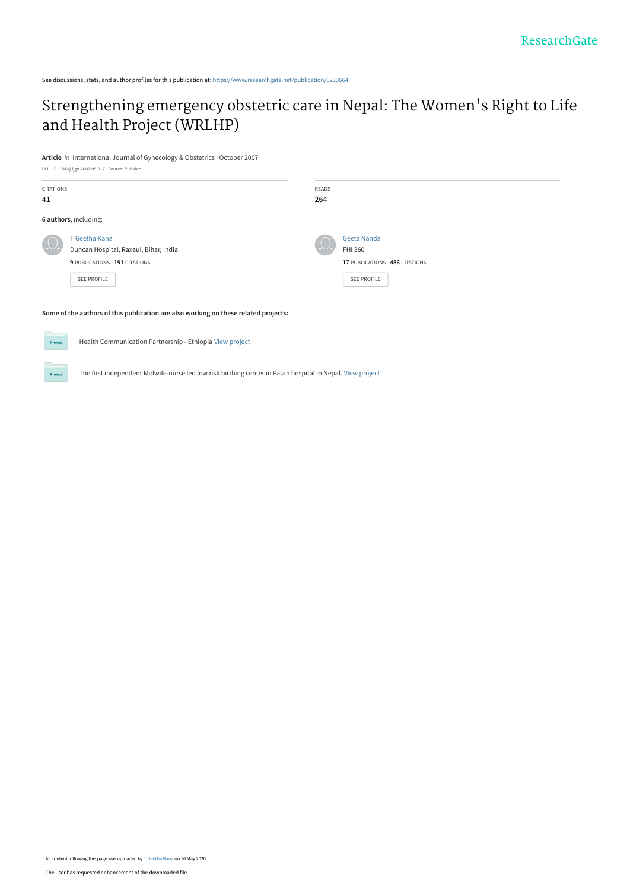See discussions, stats, and author profiles for this publication at: https://www.researchgate.net/publication/6233664

# Strengthening emergency obstetric care in Nepal: The Women's Right to Life and Health Project (WRLHP)

**Article** *in* International Journal of Gynecology & Obstetrics · October 2007

DOI: 10.1016/j.ijgo.2007.05.017 · Source: PubMed

| CITATIONS | READS |
| --- | --- |
| 41 | 264 |

**6 authors**, including:

T Geetha Rana
Duncan Hospital, Raxaul, Bihar, India
**9** PUBLICATIONS **191** CITATIONS

SEE PROFILE

Geeta Nanda
FHI 360
**17** PUBLICATIONS **486** CITATIONS

SEE PROFILE

**Some of the authors of this publication are also working on these related projects:**

Health Communication Partnership - Ethiopia View project

The first independent Midwife-nurse led low risk birthing center in Patan hospital in Nepal. View project

All content following this page was uploaded by T Geetha Rana on 16 May 2020.

The user has requested enhancement of the downloaded file.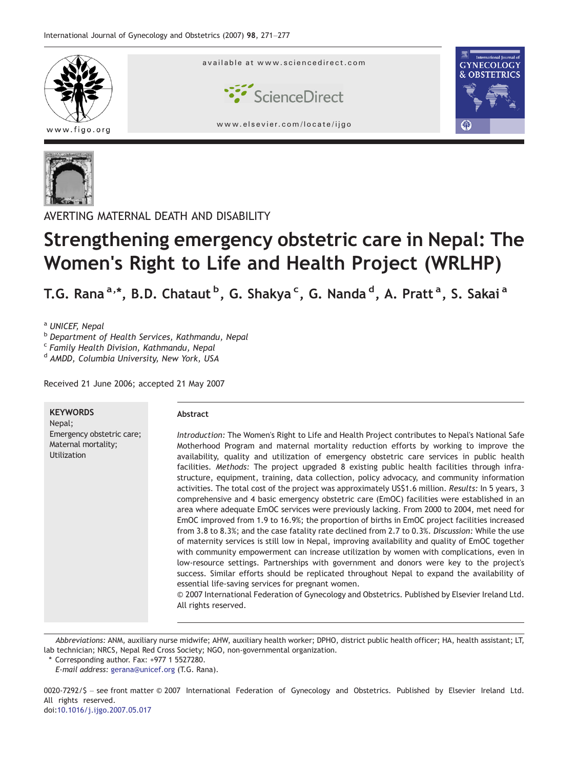AVERTING MATERNAL DEATH AND DISABILITY

# Strengthening emergency obstetric care in Nepal: The Women's Right to Life and Health Project (WRLHP)

T.G. Rana [a,*], B.D. Chataut [b], G. Shakya [c], G. Nanda [d], A. Pratt [a], S. Sakai [a]

[a] *UNICEF, Nepal*
[b] *Department of Health Services, Kathmandu, Nepal*
[c] *Family Health Division, Kathmandu, Nepal*
[d] *AMDD, Columbia University, New York, USA*

Received 21 June 2006; accepted 21 May 2007

**KEYWORDS**
Nepal;
Emergency obstetric care;
Maternal mortality;
Utilization

**Abstract**

*Introduction:* The Women's Right to Life and Health Project contributes to Nepal's National Safe Motherhood Program and maternal mortality reduction efforts by working to improve the availability, quality and utilization of emergency obstetric care services in public health facilities. *Methods:* The project upgraded 8 existing public health facilities through infrastructure, equipment, training, data collection, policy advocacy, and community information activities. The total cost of the project was approximately US$1.6 million. *Results:* In 5 years, 3 comprehensive and 4 basic emergency obstetric care (EmOC) facilities were established in an area where adequate EmOC services were previously lacking. From 2000 to 2004, met need for EmOC improved from 1.9 to 16.9%; the proportion of births in EmOC project facilities increased from 3.8 to 8.3%; and the case fatality rate declined from 2.7 to 0.3%. *Discussion:* While the use of maternity services is still low in Nepal, improving availability and quality of EmOC together with community empowerment can increase utilization by women with complications, even in low-resource settings. Partnerships with government and donors were key to the project's success. Similar efforts should be replicated throughout Nepal to expand the availability of essential life-saving services for pregnant women.
© 2007 International Federation of Gynecology and Obstetrics. Published by Elsevier Ireland Ltd. All rights reserved.

*Abbreviations:* ANM, auxiliary nurse midwife; AHW, auxiliary health worker; DPHO, district public health officer; HA, health assistant; LT, lab technician; NRCS, Nepal Red Cross Society; NGO, non-governmental organization.

\* Corresponding author. Fax: +977 1 5527280.
*E-mail address:* gerana@unicef.org (T.G. Rana).

0020-7292/$ – see front matter © 2007 International Federation of Gynecology and Obstetrics. Published by Elsevier Ireland Ltd. All rights reserved.
doi:10.1016/j.ijgo.2007.05.017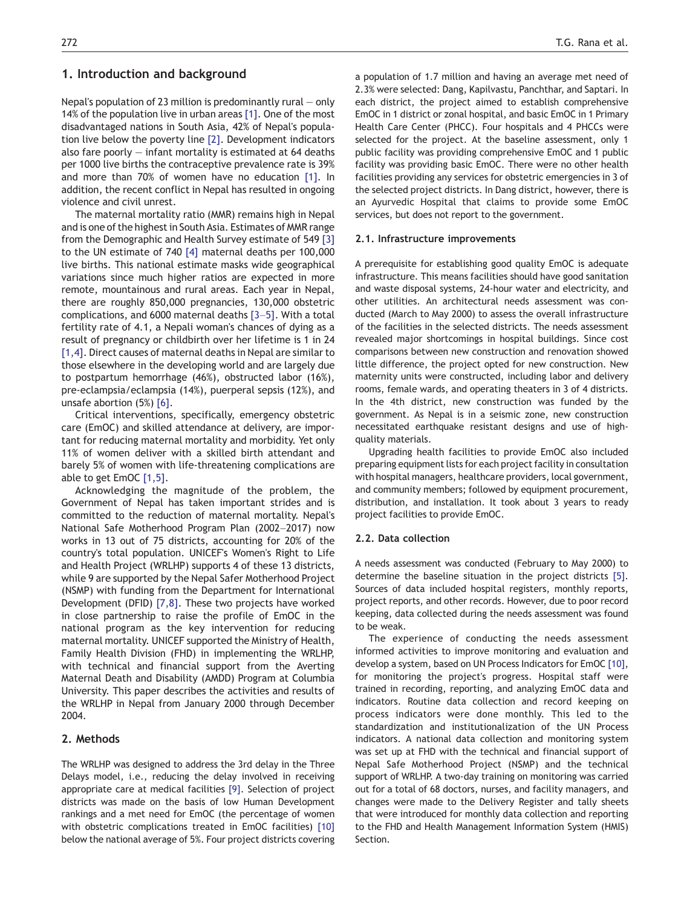## 1. Introduction and background

Nepal's population of 23 million is predominantly rural — only 14% of the population live in urban areas [1]. One of the most disadvantaged nations in South Asia, 42% of Nepal's population live below the poverty line [2]. Development indicators also fare poorly — infant mortality is estimated at 64 deaths per 1000 live births the contraceptive prevalence rate is 39% and more than 70% of women have no education [1]. In addition, the recent conflict in Nepal has resulted in ongoing violence and civil unrest.

The maternal mortality ratio (MMR) remains high in Nepal and is one of the highest in South Asia. Estimates of MMR range from the Demographic and Health Survey estimate of 549 [3] to the UN estimate of 740 [4] maternal deaths per 100,000 live births. This national estimate masks wide geographical variations since much higher ratios are expected in more remote, mountainous and rural areas. Each year in Nepal, there are roughly 850,000 pregnancies, 130,000 obstetric complications, and 6000 maternal deaths [3–5]. With a total fertility rate of 4.1, a Nepali woman's chances of dying as a result of pregnancy or childbirth over her lifetime is 1 in 24 [1,4]. Direct causes of maternal deaths in Nepal are similar to those elsewhere in the developing world and are largely due to postpartum hemorrhage (46%), obstructed labor (16%), pre-eclampsia/eclampsia (14%), puerperal sepsis (12%), and unsafe abortion (5%) [6].

Critical interventions, specifically, emergency obstetric care (EmOC) and skilled attendance at delivery, are important for reducing maternal mortality and morbidity. Yet only 11% of women deliver with a skilled birth attendant and barely 5% of women with life-threatening complications are able to get EmOC [1,5].

Acknowledging the magnitude of the problem, the Government of Nepal has taken important strides and is committed to the reduction of maternal mortality. Nepal's National Safe Motherhood Program Plan (2002–2017) now works in 13 out of 75 districts, accounting for 20% of the country's total population. UNICEF's Women's Right to Life and Health Project (WRLHP) supports 4 of these 13 districts, while 9 are supported by the Nepal Safer Motherhood Project (NSMP) with funding from the Department for International Development (DFID) [7,8]. These two projects have worked in close partnership to raise the profile of EmOC in the national program as the key intervention for reducing maternal mortality. UNICEF supported the Ministry of Health, Family Health Division (FHD) in implementing the WRLHP, with technical and financial support from the Averting Maternal Death and Disability (AMDD) Program at Columbia University. This paper describes the activities and results of the WRLHP in Nepal from January 2000 through December 2004.

## 2. Methods

The WRLHP was designed to address the 3rd delay in the Three Delays model, i.e., reducing the delay involved in receiving appropriate care at medical facilities [9]. Selection of project districts was made on the basis of low Human Development rankings and a met need for EmOC (the percentage of women with obstetric complications treated in EmOC facilities) [10] below the national average of 5%. Four project districts covering a population of 1.7 million and having an average met need of 2.3% were selected: Dang, Kapilvastu, Panchthar, and Saptari. In each district, the project aimed to establish comprehensive EmOC in 1 district or zonal hospital, and basic EmOC in 1 Primary Health Care Center (PHCC). Four hospitals and 4 PHCCs were selected for the project. At the baseline assessment, only 1 public facility was providing comprehensive EmOC and 1 public facility was providing basic EmOC. There were no other health facilities providing any services for obstetric emergencies in 3 of the selected project districts. In Dang district, however, there is an Ayurvedic Hospital that claims to provide some EmOC services, but does not report to the government.

### 2.1. Infrastructure improvements

A prerequisite for establishing good quality EmOC is adequate infrastructure. This means facilities should have good sanitation and waste disposal systems, 24-hour water and electricity, and other utilities. An architectural needs assessment was conducted (March to May 2000) to assess the overall infrastructure of the facilities in the selected districts. The needs assessment revealed major shortcomings in hospital buildings. Since cost comparisons between new construction and renovation showed little difference, the project opted for new construction. New maternity units were constructed, including labor and delivery rooms, female wards, and operating theaters in 3 of 4 districts. In the 4th district, new construction was funded by the government. As Nepal is in a seismic zone, new construction necessitated earthquake resistant designs and use of high-quality materials.

Upgrading health facilities to provide EmOC also included preparing equipment lists for each project facility in consultation with hospital managers, healthcare providers, local government, and community members; followed by equipment procurement, distribution, and installation. It took about 3 years to ready project facilities to provide EmOC.

### 2.2. Data collection

A needs assessment was conducted (February to May 2000) to determine the baseline situation in the project districts [5]. Sources of data included hospital registers, monthly reports, project reports, and other records. However, due to poor record keeping, data collected during the needs assessment was found to be weak.

The experience of conducting the needs assessment informed activities to improve monitoring and evaluation and develop a system, based on UN Process Indicators for EmOC [10], for monitoring the project's progress. Hospital staff were trained in recording, reporting, and analyzing EmOC data and indicators. Routine data collection and record keeping on process indicators were done monthly. This led to the standardization and institutionalization of the UN Process indicators. A national data collection and monitoring system was set up at FHD with the technical and financial support of Nepal Safe Motherhood Project (NSMP) and the technical support of WRLHP. A two-day training on monitoring was carried out for a total of 68 doctors, nurses, and facility managers, and changes were made to the Delivery Register and tally sheets that were introduced for monthly data collection and reporting to the FHD and Health Management Information System (HMIS) Section.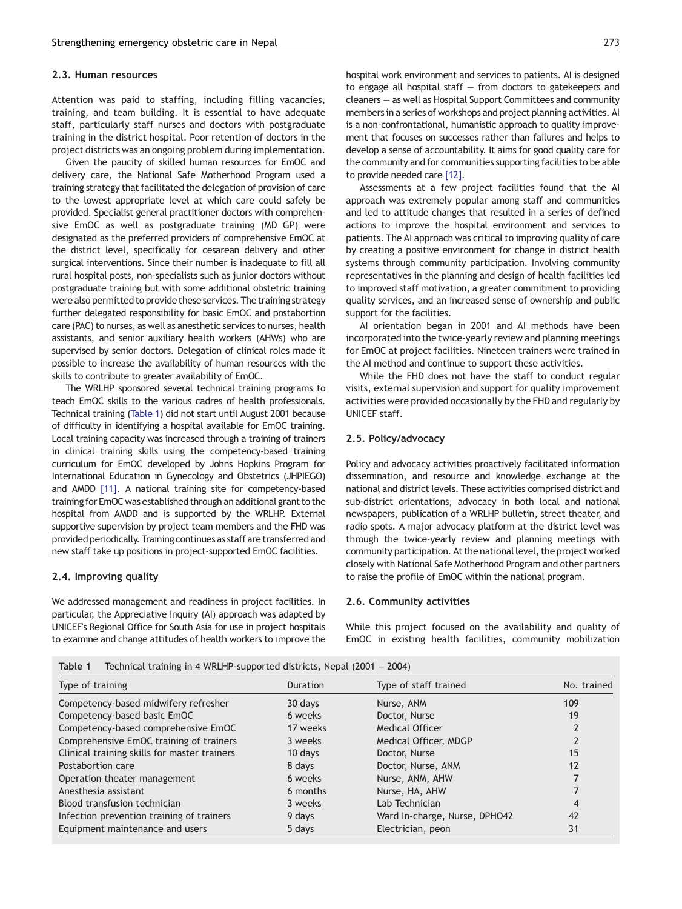### 2.3. Human resources

Attention was paid to staffing, including filling vacancies, training, and team building. It is essential to have adequate staff, particularly staff nurses and doctors with postgraduate training in the district hospital. Poor retention of doctors in the project districts was an ongoing problem during implementation.

Given the paucity of skilled human resources for EmOC and delivery care, the National Safe Motherhood Program used a training strategy that facilitated the delegation of provision of care to the lowest appropriate level at which care could safely be provided. Specialist general practitioner doctors with comprehensive EmOC as well as postgraduate training (MD GP) were designated as the preferred providers of comprehensive EmOC at the district level, specifically for cesarean delivery and other surgical interventions. Since their number is inadequate to fill all rural hospital posts, non-specialists such as junior doctors without postgraduate training but with some additional obstetric training were also permitted to provide these services. The training strategy further delegated responsibility for basic EmOC and postabortion care (PAC) to nurses, as well as anesthetic services to nurses, health assistants, and senior auxiliary health workers (AHWs) who are supervised by senior doctors. Delegation of clinical roles made it possible to increase the availability of human resources with the skills to contribute to greater availability of EmOC.

The WRLHP sponsored several technical training programs to teach EmOC skills to the various cadres of health professionals. Technical training (Table 1) did not start until August 2001 because of difficulty in identifying a hospital available for EmOC training. Local training capacity was increased through a training of trainers in clinical training skills using the competency-based training curriculum for EmOC developed by Johns Hopkins Program for International Education in Gynecology and Obstetrics (JHPIEGO) and AMDD [11]. A national training site for competency-based training for EmOC was established through an additional grant to the hospital from AMDD and is supported by the WRLHP. External supportive supervision by project team members and the FHD was provided periodically. Training continues as staff are transferred and new staff take up positions in project-supported EmOC facilities.

### 2.4. Improving quality

We addressed management and readiness in project facilities. In particular, the Appreciative Inquiry (AI) approach was adapted by UNICEF's Regional Office for South Asia for use in project hospitals to examine and change attitudes of health workers to improve the hospital work environment and services to patients. AI is designed to engage all hospital staff — from doctors to gatekeepers and cleaners — as well as Hospital Support Committees and community members in a series of workshops and project planning activities. AI is a non-confrontational, humanistic approach to quality improvement that focuses on successes rather than failures and helps to develop a sense of accountability. It aims for good quality care for the community and for communities supporting facilities to be able to provide needed care [12].

Assessments at a few project facilities found that the AI approach was extremely popular among staff and communities and led to attitude changes that resulted in a series of defined actions to improve the hospital environment and services to patients. The AI approach was critical to improving quality of care by creating a positive environment for change in district health systems through community participation. Involving community representatives in the planning and design of health facilities led to improved staff motivation, a greater commitment to providing quality services, and an increased sense of ownership and public support for the facilities.

AI orientation began in 2001 and AI methods have been incorporated into the twice-yearly review and planning meetings for EmOC at project facilities. Nineteen trainers were trained in the AI method and continue to support these activities.

While the FHD does not have the staff to conduct regular visits, external supervision and support for quality improvement activities were provided occasionally by the FHD and regularly by UNICEF staff.

### 2.5. Policy/advocacy

Policy and advocacy activities proactively facilitated information dissemination, and resource and knowledge exchange at the national and district levels. These activities comprised district and sub-district orientations, advocacy in both local and national newspapers, publication of a WRLHP bulletin, street theater, and radio spots. A major advocacy platform at the district level was through the twice-yearly review and planning meetings with community participation. At the national level, the project worked closely with National Safe Motherhood Program and other partners to raise the profile of EmOC within the national program.

### 2.6. Community activities

While this project focused on the availability and quality of EmOC in existing health facilities, community mobilization

**Table 1** Technical training in 4 WRLHP-supported districts, Nepal (2001 – 2004)

| Type of training | Duration | Type of staff trained | No. trained |
|---|---|---|---|
| Competency-based midwifery refresher | 30 days | Nurse, ANM | 109 |
| Competency-based basic EmOC | 6 weeks | Doctor, Nurse | 19 |
| Competency-based comprehensive EmOC | 17 weeks | Medical Officer | 2 |
| Comprehensive EmOC training of trainers | 3 weeks | Medical Officer, MDGP | 2 |
| Clinical training skills for master trainers | 10 days | Doctor, Nurse | 15 |
| Postabortion care | 8 days | Doctor, Nurse, ANM | 12 |
| Operation theater management | 6 weeks | Nurse, ANM, AHW | 7 |
| Anesthesia assistant | 6 months | Nurse, HA, AHW | 7 |
| Blood transfusion technician | 3 weeks | Lab Technician | 4 |
| Infection prevention training of trainers | 9 days | Ward In-charge, Nurse, DPHO42 | 42 |
| Equipment maintenance and users | 5 days | Electrician, peon | 31 |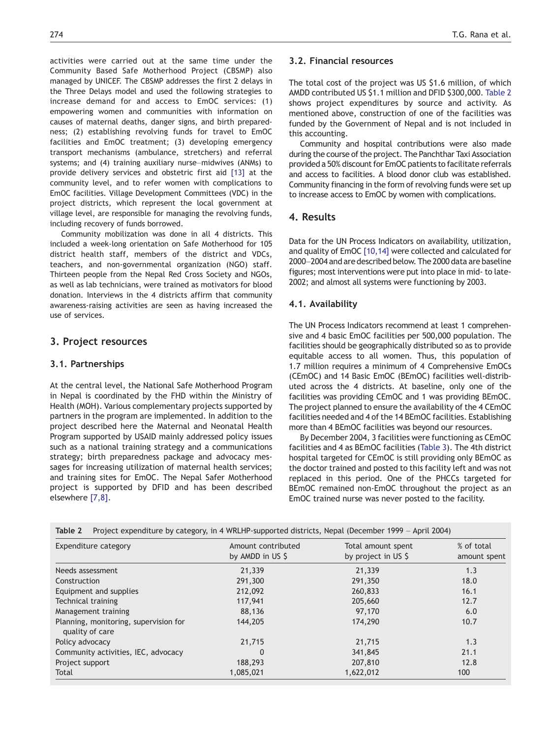activities were carried out at the same time under the Community Based Safe Motherhood Project (CBSMP) also managed by UNICEF. The CBSMP addresses the first 2 delays in the Three Delays model and used the following strategies to increase demand for and access to EmOC services: (1) empowering women and communities with information on causes of maternal deaths, danger signs, and birth preparedness; (2) establishing revolving funds for travel to EmOC facilities and EmOC treatment; (3) developing emergency transport mechanisms (ambulance, stretchers) and referral systems; and (4) training auxiliary nurse–midwives (ANMs) to provide delivery services and obstetric first aid [13] at the community level, and to refer women with complications to EmOC facilities. Village Development Committees (VDC) in the project districts, which represent the local government at village level, are responsible for managing the revolving funds, including recovery of funds borrowed.

Community mobilization was done in all 4 districts. This included a week-long orientation on Safe Motherhood for 105 district health staff, members of the district and VDCs, teachers, and non-governmental organization (NGO) staff. Thirteen people from the Nepal Red Cross Society and NGOs, as well as lab technicians, were trained as motivators for blood donation. Interviews in the 4 districts affirm that community awareness-raising activities are seen as having increased the use of services.

## 3. Project resources

### 3.1. Partnerships

At the central level, the National Safe Motherhood Program in Nepal is coordinated by the FHD within the Ministry of Health (MOH). Various complementary projects supported by partners in the program are implemented. In addition to the project described here the Maternal and Neonatal Health Program supported by USAID mainly addressed policy issues such as a national training strategy and a communications strategy; birth preparedness package and advocacy messages for increasing utilization of maternal health services; and training sites for EmOC. The Nepal Safer Motherhood project is supported by DFID and has been described elsewhere [7,8].

### 3.2. Financial resources

The total cost of the project was US $1.6 million, of which AMDD contributed US $1.1 million and DFID $300,000. Table 2 shows project expenditures by source and activity. As mentioned above, construction of one of the facilities was funded by the Government of Nepal and is not included in this accounting.

Community and hospital contributions were also made during the course of the project. The Panchthar Taxi Association provided a 50% discount for EmOC patients to facilitate referrals and access to facilities. A blood donor club was established. Community financing in the form of revolving funds were set up to increase access to EmOC by women with complications.

## 4. Results

Data for the UN Process Indicators on availability, utilization, and quality of EmOC [10,14] were collected and calculated for 2000–2004 and are described below. The 2000 data are baseline figures; most interventions were put into place in mid- to late-2002; and almost all systems were functioning by 2003.

### 4.1. Availability

The UN Process Indicators recommend at least 1 comprehensive and 4 basic EmOC facilities per 500,000 population. The facilities should be geographically distributed so as to provide equitable access to all women. Thus, this population of 1.7 million requires a minimum of 4 Comprehensive EmOCs (CEmOC) and 14 Basic EmOC (BEmOC) facilities well-distributed across the 4 districts. At baseline, only one of the facilities was providing CEmOC and 1 was providing BEmOC. The project planned to ensure the availability of the 4 CEmOC facilities needed and 4 of the 14 BEmOC facilities. Establishing more than 4 BEmOC facilities was beyond our resources.

By December 2004, 3 facilities were functioning as CEmOC facilities and 4 as BEmOC facilities (Table 3). The 4th district hospital targeted for CEmOC is still providing only BEmOC as the doctor trained and posted to this facility left and was not replaced in this period. One of the PHCCs targeted for BEmOC remained non-EmOC throughout the project as an EmOC trained nurse was never posted to the facility.

**Table 2** Project expenditure by category, in 4 WRLHP-supported districts, Nepal (December 1999 – April 2004)

| Expenditure category | Amount contributed by AMDD in US $ | Total amount spent by project in US $ | % of total amount spent |
|---|---|---|---|
| Needs assessment | 21,339 | 21,339 | 1.3 |
| Construction | 291,300 | 291,350 | 18.0 |
| Equipment and supplies | 212,092 | 260,833 | 16.1 |
| Technical training | 117,941 | 205,660 | 12.7 |
| Management training | 88,136 | 97,170 | 6.0 |
| Planning, monitoring, supervision for quality of care | 144,205 | 174,290 | 10.7 |
| Policy advocacy | 21,715 | 21,715 | 1.3 |
| Community activities, IEC, advocacy | 0 | 341,845 | 21.1 |
| Project support | 188,293 | 207,810 | 12.8 |
| Total | 1,085,021 | 1,622,012 | 100 |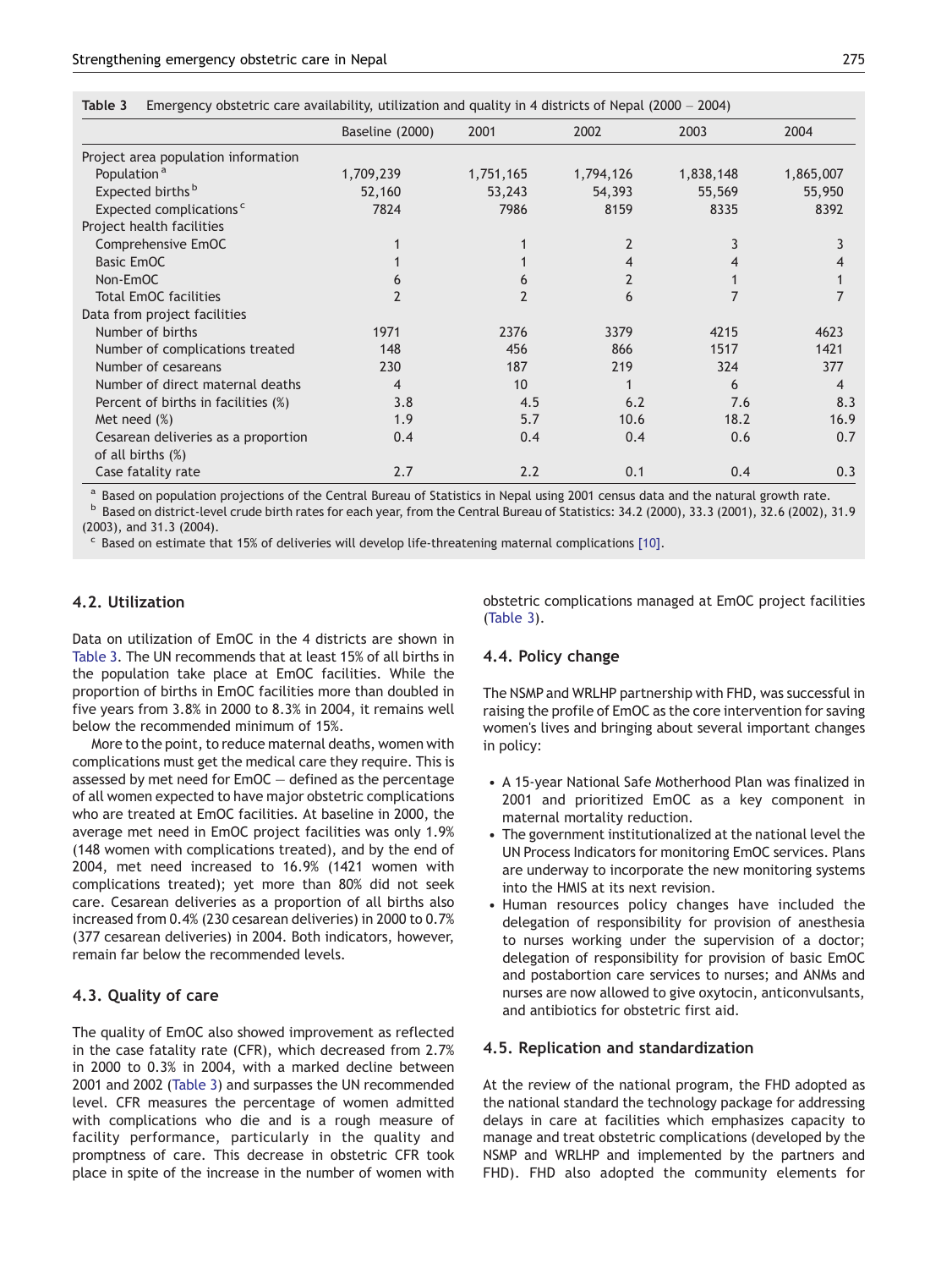**Table 3** Emergency obstetric care availability, utilization and quality in 4 districts of Nepal (2000 – 2004)

| | Baseline (2000) | 2001 | 2002 | 2003 | 2004 |
|---|---|---|---|---|---|
| Project area population information | | | | | |
| Population [a] | 1,709,239 | 1,751,165 | 1,794,126 | 1,838,148 | 1,865,007 |
| Expected births [b] | 52,160 | 53,243 | 54,393 | 55,569 | 55,950 |
| Expected complications [c] | 7824 | 7986 | 8159 | 8335 | 8392 |
| Project health facilities | | | | | |
| Comprehensive EmOC | 1 | 1 | 2 | 3 | 3 |
| Basic EmOC | 1 | 1 | 4 | 4 | 4 |
| Non-EmOC | 6 | 6 | 2 | 1 | 1 |
| Total EmOC facilities | 2 | 2 | 6 | 7 | 7 |
| Data from project facilities | | | | | |
| Number of births | 1971 | 2376 | 3379 | 4215 | 4623 |
| Number of complications treated | 148 | 456 | 866 | 1517 | 1421 |
| Number of cesareans | 230 | 187 | 219 | 324 | 377 |
| Number of direct maternal deaths | 4 | 10 | 1 | 6 | 4 |
| Percent of births in facilities (%) | 3.8 | 4.5 | 6.2 | 7.6 | 8.3 |
| Met need (%) | 1.9 | 5.7 | 10.6 | 18.2 | 16.9 |
| Cesarean deliveries as a proportion of all births (%) | 0.4 | 0.4 | 0.4 | 0.6 | 0.7 |
| Case fatality rate | 2.7 | 2.2 | 0.1 | 0.4 | 0.3 |

[a] Based on population projections of the Central Bureau of Statistics in Nepal using 2001 census data and the natural growth rate.
[b] Based on district-level crude birth rates for each year, from the Central Bureau of Statistics: 34.2 (2000), 33.3 (2001), 32.6 (2002), 31.9 (2003), and 31.3 (2004).
[c] Based on estimate that 15% of deliveries will develop life-threatening maternal complications [10].

### 4.2. Utilization

Data on utilization of EmOC in the 4 districts are shown in Table 3. The UN recommends that at least 15% of all births in the population take place at EmOC facilities. While the proportion of births in EmOC facilities more than doubled in five years from 3.8% in 2000 to 8.3% in 2004, it remains well below the recommended minimum of 15%.

More to the point, to reduce maternal deaths, women with complications must get the medical care they require. This is assessed by met need for EmOC — defined as the percentage of all women expected to have major obstetric complications who are treated at EmOC facilities. At baseline in 2000, the average met need in EmOC project facilities was only 1.9% (148 women with complications treated), and by the end of 2004, met need increased to 16.9% (1421 women with complications treated); yet more than 80% did not seek care. Cesarean deliveries as a proportion of all births also increased from 0.4% (230 cesarean deliveries) in 2000 to 0.7% (377 cesarean deliveries) in 2004. Both indicators, however, remain far below the recommended levels.

### 4.3. Quality of care

The quality of EmOC also showed improvement as reflected in the case fatality rate (CFR), which decreased from 2.7% in 2000 to 0.3% in 2004, with a marked decline between 2001 and 2002 (Table 3) and surpasses the UN recommended level. CFR measures the percentage of women admitted with complications who die and is a rough measure of facility performance, particularly in the quality and promptness of care. This decrease in obstetric CFR took place in spite of the increase in the number of women with obstetric complications managed at EmOC project facilities (Table 3).

### 4.4. Policy change

The NSMP and WRLHP partnership with FHD, was successful in raising the profile of EmOC as the core intervention for saving women's lives and bringing about several important changes in policy:

- A 15-year National Safe Motherhood Plan was finalized in 2001 and prioritized EmOC as a key component in maternal mortality reduction.
- The government institutionalized at the national level the UN Process Indicators for monitoring EmOC services. Plans are underway to incorporate the new monitoring systems into the HMIS at its next revision.
- Human resources policy changes have included the delegation of responsibility for provision of anesthesia to nurses working under the supervision of a doctor; delegation of responsibility for provision of basic EmOC and postabortion care services to nurses; and ANMs and nurses are now allowed to give oxytocin, anticonvulsants, and antibiotics for obstetric first aid.

### 4.5. Replication and standardization

At the review of the national program, the FHD adopted as the national standard the technology package for addressing delays in care at facilities which emphasizes capacity to manage and treat obstetric complications (developed by the NSMP and WRLHP and implemented by the partners and FHD). FHD also adopted the community elements for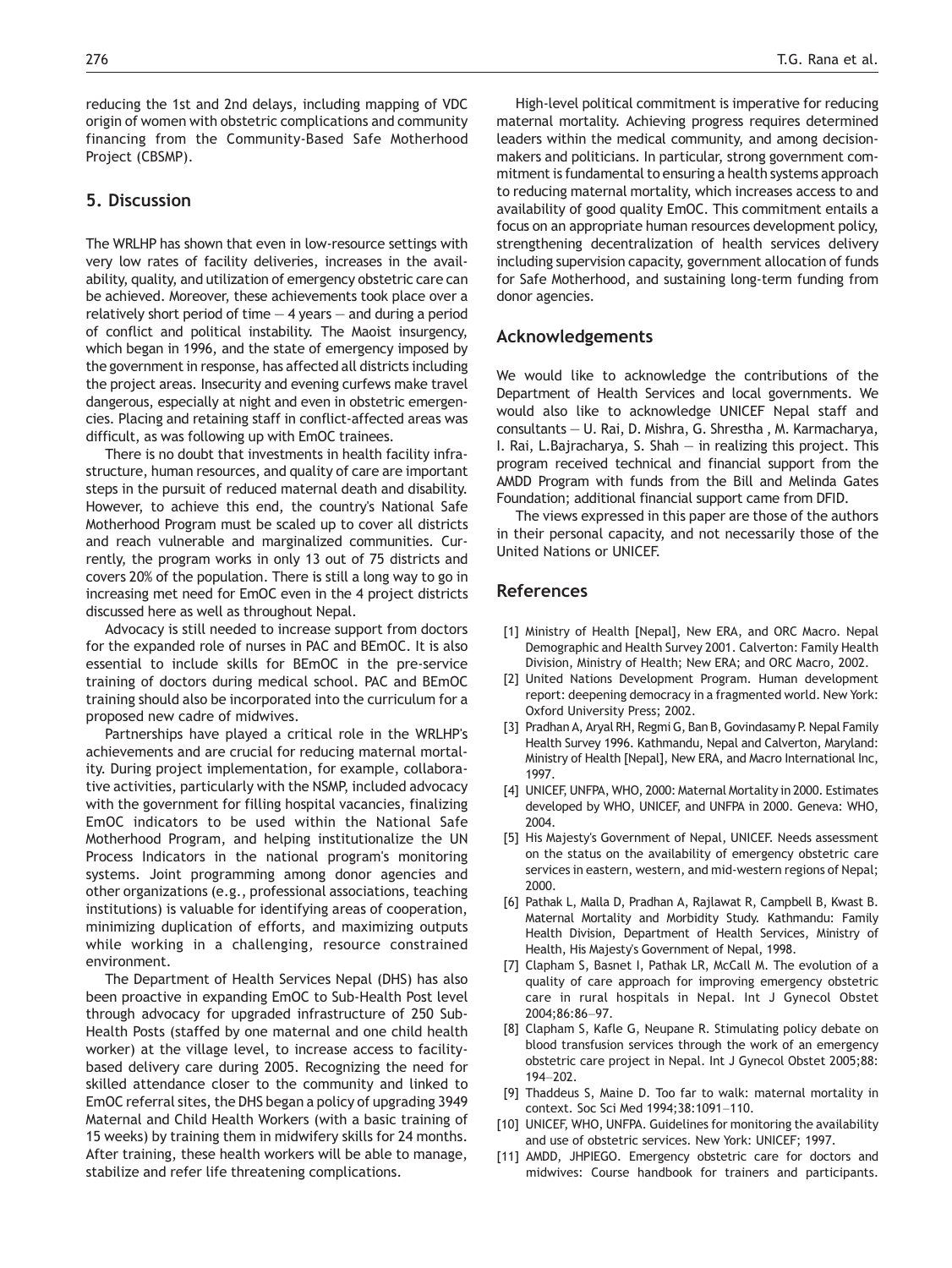reducing the 1st and 2nd delays, including mapping of VDC origin of women with obstetric complications and community financing from the Community-Based Safe Motherhood Project (CBSMP).

## 5. Discussion

The WRLHP has shown that even in low-resource settings with very low rates of facility deliveries, increases in the availability, quality, and utilization of emergency obstetric care can be achieved. Moreover, these achievements took place over a relatively short period of time — 4 years — and during a period of conflict and political instability. The Maoist insurgency, which began in 1996, and the state of emergency imposed by the government in response, has affected all districts including the project areas. Insecurity and evening curfews make travel dangerous, especially at night and even in obstetric emergencies. Placing and retaining staff in conflict-affected areas was difficult, as was following up with EmOC trainees.

There is no doubt that investments in health facility infrastructure, human resources, and quality of care are important steps in the pursuit of reduced maternal death and disability. However, to achieve this end, the country's National Safe Motherhood Program must be scaled up to cover all districts and reach vulnerable and marginalized communities. Currently, the program works in only 13 out of 75 districts and covers 20% of the population. There is still a long way to go in increasing met need for EmOC even in the 4 project districts discussed here as well as throughout Nepal.

Advocacy is still needed to increase support from doctors for the expanded role of nurses in PAC and BEmOC. It is also essential to include skills for BEmOC in the pre-service training of doctors during medical school. PAC and BEmOC training should also be incorporated into the curriculum for a proposed new cadre of midwives.

Partnerships have played a critical role in the WRLHP's achievements and are crucial for reducing maternal mortality. During project implementation, for example, collaborative activities, particularly with the NSMP, included advocacy with the government for filling hospital vacancies, finalizing EmOC indicators to be used within the National Safe Motherhood Program, and helping institutionalize the UN Process Indicators in the national program's monitoring systems. Joint programming among donor agencies and other organizations (e.g., professional associations, teaching institutions) is valuable for identifying areas of cooperation, minimizing duplication of efforts, and maximizing outputs while working in a challenging, resource constrained environment.

The Department of Health Services Nepal (DHS) has also been proactive in expanding EmOC to Sub-Health Post level through advocacy for upgraded infrastructure of 250 Sub-Health Posts (staffed by one maternal and one child health worker) at the village level, to increase access to facility-based delivery care during 2005. Recognizing the need for skilled attendance closer to the community and linked to EmOC referral sites, the DHS began a policy of upgrading 3949 Maternal and Child Health Workers (with a basic training of 15 weeks) by training them in midwifery skills for 24 months. After training, these health workers will be able to manage, stabilize and refer life threatening complications.

High-level political commitment is imperative for reducing maternal mortality. Achieving progress requires determined leaders within the medical community, and among decision-makers and politicians. In particular, strong government commitment is fundamental to ensuring a health systems approach to reducing maternal mortality, which increases access to and availability of good quality EmOC. This commitment entails a focus on an appropriate human resources development policy, strengthening decentralization of health services delivery including supervision capacity, government allocation of funds for Safe Motherhood, and sustaining long-term funding from donor agencies.

## Acknowledgements

We would like to acknowledge the contributions of the Department of Health Services and local governments. We would also like to acknowledge UNICEF Nepal staff and consultants — U. Rai, D. Mishra, G. Shrestha , M. Karmacharya, I. Rai, L.Bajracharya, S. Shah — in realizing this project. This program received technical and financial support from the AMDD Program with funds from the Bill and Melinda Gates Foundation; additional financial support came from DFID.

The views expressed in this paper are those of the authors in their personal capacity, and not necessarily those of the United Nations or UNICEF.

## References

[1] Ministry of Health [Nepal], New ERA, and ORC Macro. Nepal Demographic and Health Survey 2001. Calverton: Family Health Division, Ministry of Health; New ERA; and ORC Macro, 2002.

[2] United Nations Development Program. Human development report: deepening democracy in a fragmented world. New York: Oxford University Press; 2002.

[3] Pradhan A, Aryal RH, Regmi G, Ban B, Govindasamy P. Nepal Family Health Survey 1996. Kathmandu, Nepal and Calverton, Maryland: Ministry of Health [Nepal], New ERA, and Macro International Inc, 1997.

[4] UNICEF, UNFPA, WHO, 2000: Maternal Mortality in 2000. Estimates developed by WHO, UNICEF, and UNFPA in 2000. Geneva: WHO, 2004.

[5] His Majesty's Government of Nepal, UNICEF. Needs assessment on the status on the availability of emergency obstetric care services in eastern, western, and mid-western regions of Nepal; 2000.

[6] Pathak L, Malla D, Pradhan A, Rajlawat R, Campbell B, Kwast B. Maternal Mortality and Morbidity Study. Kathmandu: Family Health Division, Department of Health Services, Ministry of Health, His Majesty's Government of Nepal, 1998.

[7] Clapham S, Basnet I, Pathak LR, McCall M. The evolution of a quality of care approach for improving emergency obstetric care in rural hospitals in Nepal. Int J Gynecol Obstet 2004;86:86–97.

[8] Clapham S, Kafle G, Neupane R. Stimulating policy debate on blood transfusion services through the work of an emergency obstetric care project in Nepal. Int J Gynecol Obstet 2005;88: 194–202.

[9] Thaddeus S, Maine D. Too far to walk: maternal mortality in context. Soc Sci Med 1994;38:1091–110.

[10] UNICEF, WHO, UNFPA. Guidelines for monitoring the availability and use of obstetric services. New York: UNICEF; 1997.

[11] AMDD, JHPIEGO. Emergency obstetric care for doctors and midwives: Course handbook for trainers and participants.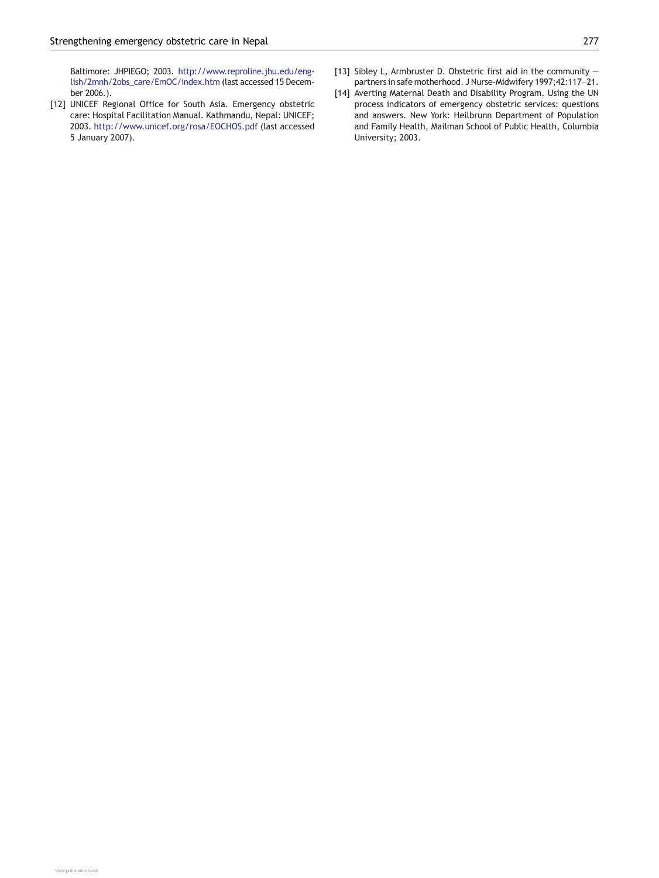Baltimore: JHPIEGO; 2003. http://www.reproline.jhu.edu/english/2mnh/2obs_care/EmOC/index.htm (last accessed 15 December 2006.).

[12] UNICEF Regional Office for South Asia. Emergency obstetric care: Hospital Facilitation Manual. Kathmandu, Nepal: UNICEF; 2003. http://www.unicef.org/rosa/EOCHOS.pdf (last accessed 5 January 2007).

[13] Sibley L, Armbruster D. Obstetric first aid in the community — partners in safe motherhood. J Nurse-Midwifery 1997;42:117—21.

[14] Averting Maternal Death and Disability Program. Using the UN process indicators of emergency obstetric services: questions and answers. New York: Heilbrunn Department of Population and Family Health, Mailman School of Public Health, Columbia University; 2003.